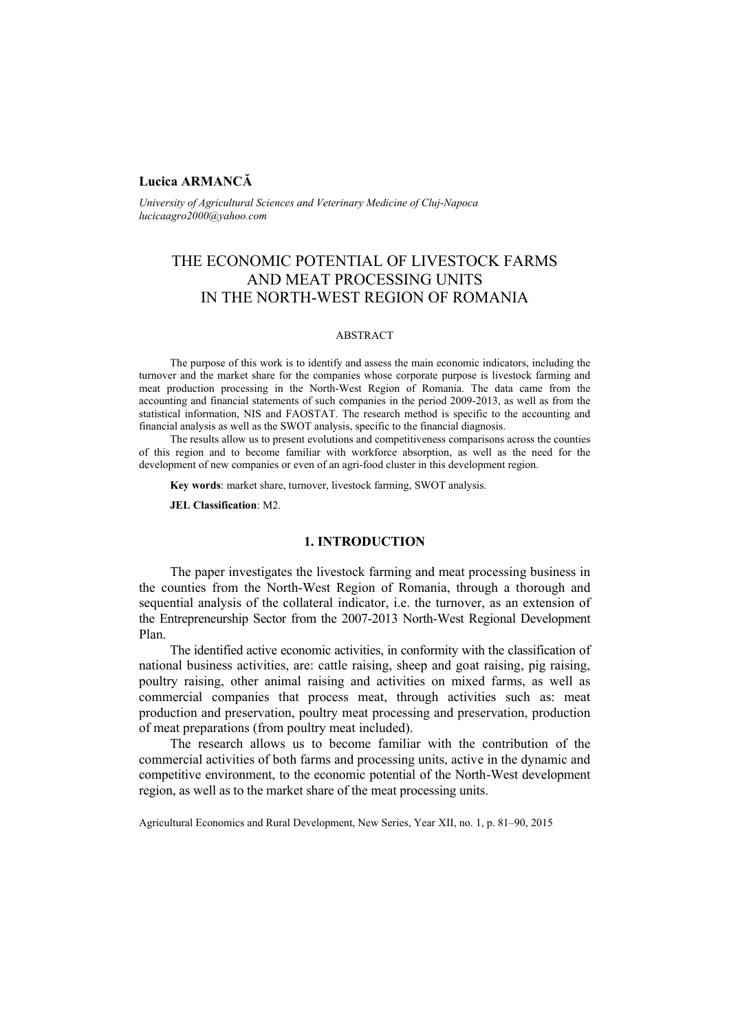**Lucica ARMANCĂ**

*University of Agricultural Sciences and Veterinary Medicine of Cluj-Napoca*
*lucicaagro2000@yahoo.com*

# THE ECONOMIC POTENTIAL OF LIVESTOCK FARMS AND MEAT PROCESSING UNITS IN THE NORTH-WEST REGION OF ROMANIA

## ABSTRACT

The purpose of this work is to identify and assess the main economic indicators, including the turnover and the market share for the companies whose corporate purpose is livestock farming and meat production processing in the North-West Region of Romania. The data came from the accounting and financial statements of such companies in the period 2009-2013, as well as from the statistical information, NIS and FAOSTAT. The research method is specific to the accounting and financial analysis as well as the SWOT analysis, specific to the financial diagnosis.

The results allow us to present evolutions and competitiveness comparisons across the counties of this region and to become familiar with workforce absorption, as well as the need for the development of new companies or even of an agri-food cluster in this development region.

**Key words**: market share, turnover, livestock farming, SWOT analysis.

**JEL Classification**: M2.

## 1. INTRODUCTION

The paper investigates the livestock farming and meat processing business in the counties from the North-West Region of Romania, through a thorough and sequential analysis of the collateral indicator, i.e. the turnover, as an extension of the Entrepreneurship Sector from the 2007-2013 North-West Regional Development Plan.

The identified active economic activities, in conformity with the classification of national business activities, are: cattle raising, sheep and goat raising, pig raising, poultry raising, other animal raising and activities on mixed farms, as well as commercial companies that process meat, through activities such as: meat production and preservation, poultry meat processing and preservation, production of meat preparations (from poultry meat included).

The research allows us to become familiar with the contribution of the commercial activities of both farms and processing units, active in the dynamic and competitive environment, to the economic potential of the North-West development region, as well as to the market share of the meat processing units.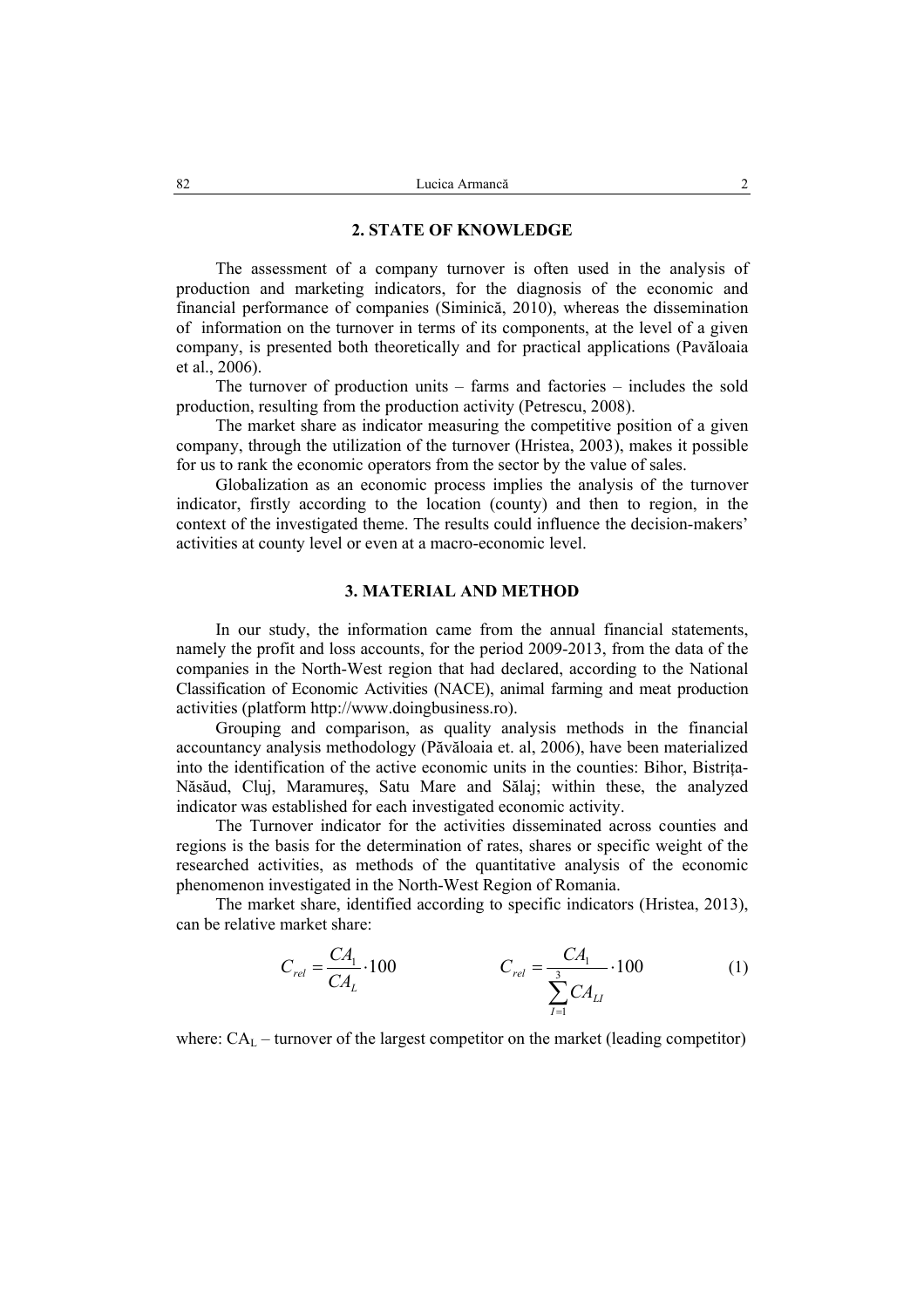## 2. STATE OF KNOWLEDGE

The assessment of a company turnover is often used in the analysis of production and marketing indicators, for the diagnosis of the economic and financial performance of companies (Siminică, 2010), whereas the dissemination of information on the turnover in terms of its components, at the level of a given company, is presented both theoretically and for practical applications (Pavăloaia et al., 2006).

The turnover of production units – farms and factories – includes the sold production, resulting from the production activity (Petrescu, 2008).

The market share as indicator measuring the competitive position of a given company, through the utilization of the turnover (Hristea, 2003), makes it possible for us to rank the economic operators from the sector by the value of sales.

Globalization as an economic process implies the analysis of the turnover indicator, firstly according to the location (county) and then to region, in the context of the investigated theme. The results could influence the decision-makers' activities at county level or even at a macro-economic level.

## 3. MATERIAL AND METHOD

In our study, the information came from the annual financial statements, namely the profit and loss accounts, for the period 2009-2013, from the data of the companies in the North-West region that had declared, according to the National Classification of Economic Activities (NACE), animal farming and meat production activities (platform http://www.doingbusiness.ro).

Grouping and comparison, as quality analysis methods in the financial accountancy analysis methodology (Păvăloaia et. al, 2006), have been materialized into the identification of the active economic units in the counties: Bihor, Bistrița-Năsăud, Cluj, Maramureş, Satu Mare and Sălaj; within these, the analyzed indicator was established for each investigated economic activity.

The Turnover indicator for the activities disseminated across counties and regions is the basis for the determination of rates, shares or specific weight of the researched activities, as methods of the quantitative analysis of the economic phenomenon investigated in the North-West Region of Romania.

The market share, identified according to specific indicators (Hristea, 2013), can be relative market share:

$$C_{rel} = \frac{CA_1}{CA_L} \cdot 100 \qquad\qquad C_{rel} = \frac{CA_1}{\sum_{I=1}^{3} CA_{LI}} \cdot 100 \tag{1}$$

where: $CA_L$ – turnover of the largest competitor on the market (leading competitor)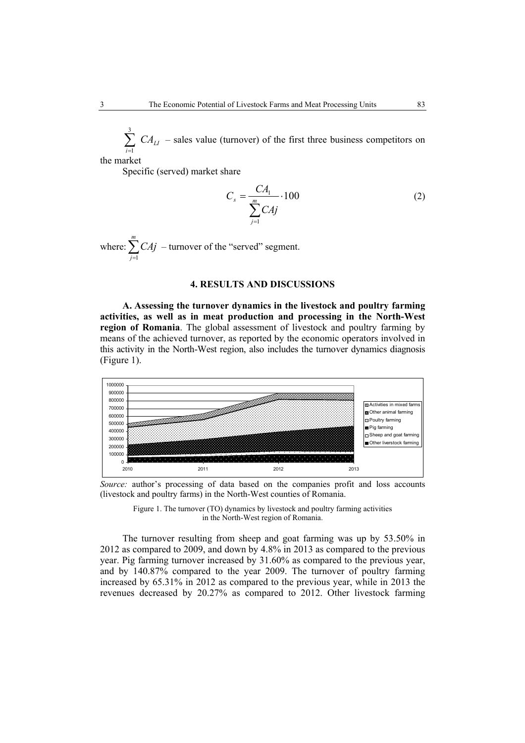$\sum_{i=1}^{3} CA_{LI}$ – sales value (turnover) of the first three business competitors on the market

Specific (served) market share

$$C_s = \frac{CA_1}{\sum_{j=1}^{m} CAj} \cdot 100 \qquad (2)$$

where: $\sum_{j=1}^{m} CAj$ – turnover of the "served" segment.

## 4. RESULTS AND DISCUSSIONS

**A. Assessing the turnover dynamics in the livestock and poultry farming activities, as well as in meat production and processing in the North-West region of Romania**. The global assessment of livestock and poultry farming by means of the achieved turnover, as reported by the economic operators involved in this activity in the North-West region, also includes the turnover dynamics diagnosis (Figure 1).

*Source:* author's processing of data based on the companies profit and loss accounts (livestock and poultry farms) in the North-West counties of Romania.

Figure 1. The turnover (TO) dynamics by livestock and poultry farming activities in the North-West region of Romania.

The turnover resulting from sheep and goat farming was up by 53.50% in 2012 as compared to 2009, and down by 4.8% in 2013 as compared to the previous year. Pig farming turnover increased by 31.60% as compared to the previous year, and by 140.87% compared to the year 2009. The turnover of poultry farming increased by 65.31% in 2012 as compared to the previous year, while in 2013 the revenues decreased by 20.27% as compared to 2012. Other livestock farming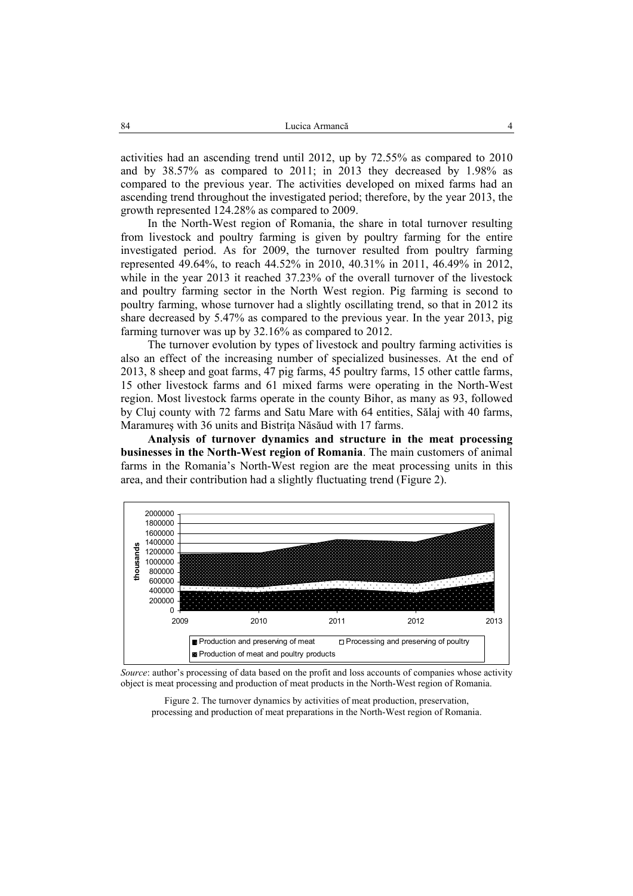activities had an ascending trend until 2012, up by 72.55% as compared to 2010 and by 38.57% as compared to 2011; in 2013 they decreased by 1.98% as compared to the previous year. The activities developed on mixed farms had an ascending trend throughout the investigated period; therefore, by the year 2013, the growth represented 124.28% as compared to 2009.

In the North-West region of Romania, the share in total turnover resulting from livestock and poultry farming is given by poultry farming for the entire investigated period. As for 2009, the turnover resulted from poultry farming represented 49.64%, to reach 44.52% in 2010, 40.31% in 2011, 46.49% in 2012, while in the year 2013 it reached 37.23% of the overall turnover of the livestock and poultry farming sector in the North West region. Pig farming is second to poultry farming, whose turnover had a slightly oscillating trend, so that in 2012 its share decreased by 5.47% as compared to the previous year. In the year 2013, pig farming turnover was up by 32.16% as compared to 2012.

The turnover evolution by types of livestock and poultry farming activities is also an effect of the increasing number of specialized businesses. At the end of 2013, 8 sheep and goat farms, 47 pig farms, 45 poultry farms, 15 other cattle farms, 15 other livestock farms and 61 mixed farms were operating in the North-West region. Most livestock farms operate in the county Bihor, as many as 93, followed by Cluj county with 72 farms and Satu Mare with 64 entities, Sălaj with 40 farms, Maramureş with 36 units and Bistrița Năsăud with 17 farms.

**Analysis of turnover dynamics and structure in the meat processing businesses in the North-West region of Romania**. The main customers of animal farms in the Romania's North-West region are the meat processing units in this area, and their contribution had a slightly fluctuating trend (Figure 2).

*Source*: author's processing of data based on the profit and loss accounts of companies whose activity object is meat processing and production of meat products in the North-West region of Romania.

Figure 2. The turnover dynamics by activities of meat production, preservation, processing and production of meat preparations in the North-West region of Romania.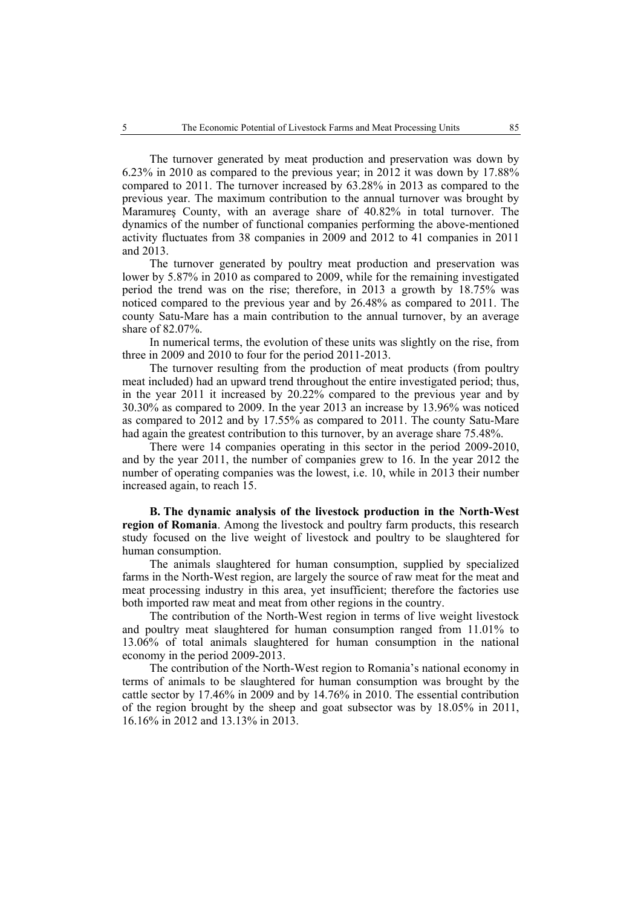The turnover generated by meat production and preservation was down by 6.23% in 2010 as compared to the previous year; in 2012 it was down by 17.88% compared to 2011. The turnover increased by 63.28% in 2013 as compared to the previous year. The maximum contribution to the annual turnover was brought by Maramureş County, with an average share of 40.82% in total turnover. The dynamics of the number of functional companies performing the above-mentioned activity fluctuates from 38 companies in 2009 and 2012 to 41 companies in 2011 and 2013.

The turnover generated by poultry meat production and preservation was lower by 5.87% in 2010 as compared to 2009, while for the remaining investigated period the trend was on the rise; therefore, in 2013 a growth by 18.75% was noticed compared to the previous year and by 26.48% as compared to 2011. The county Satu-Mare has a main contribution to the annual turnover, by an average share of 82.07%.

In numerical terms, the evolution of these units was slightly on the rise, from three in 2009 and 2010 to four for the period 2011-2013.

The turnover resulting from the production of meat products (from poultry meat included) had an upward trend throughout the entire investigated period; thus, in the year 2011 it increased by 20.22% compared to the previous year and by 30.30% as compared to 2009. In the year 2013 an increase by 13.96% was noticed as compared to 2012 and by 17.55% as compared to 2011. The county Satu-Mare had again the greatest contribution to this turnover, by an average share 75.48%.

There were 14 companies operating in this sector in the period 2009-2010, and by the year 2011, the number of companies grew to 16. In the year 2012 the number of operating companies was the lowest, i.e. 10, while in 2013 their number increased again, to reach 15.

**B. The dynamic analysis of the livestock production in the North-West region of Romania**. Among the livestock and poultry farm products, this research study focused on the live weight of livestock and poultry to be slaughtered for human consumption.

The animals slaughtered for human consumption, supplied by specialized farms in the North-West region, are largely the source of raw meat for the meat and meat processing industry in this area, yet insufficient; therefore the factories use both imported raw meat and meat from other regions in the country.

The contribution of the North-West region in terms of live weight livestock and poultry meat slaughtered for human consumption ranged from 11.01% to 13.06% of total animals slaughtered for human consumption in the national economy in the period 2009-2013.

The contribution of the North-West region to Romania's national economy in terms of animals to be slaughtered for human consumption was brought by the cattle sector by 17.46% in 2009 and by 14.76% in 2010. The essential contribution of the region brought by the sheep and goat subsector was by 18.05% in 2011, 16.16% in 2012 and 13.13% in 2013.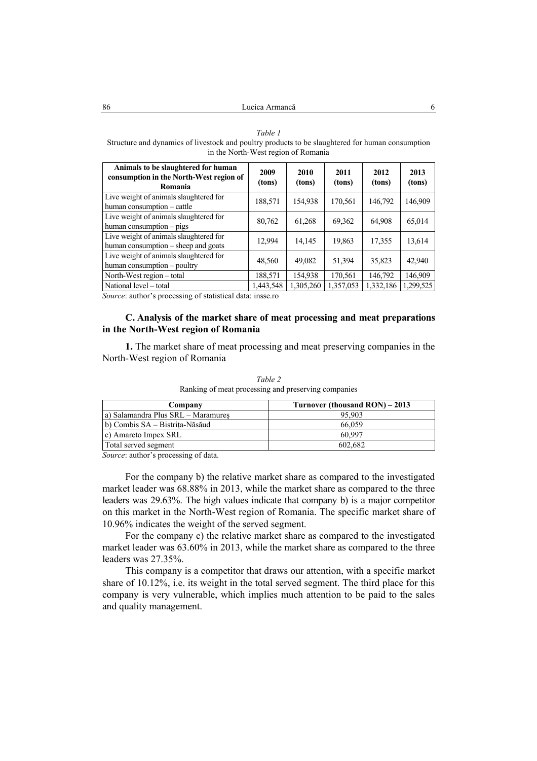*Table 1*

Structure and dynamics of livestock and poultry products to be slaughtered for human consumption in the North-West region of Romania

| Animals to be slaughtered for human consumption in the North-West region of Romania | 2009 (tons) | 2010 (tons) | 2011 (tons) | 2012 (tons) | 2013 (tons) |
|---|---|---|---|---|---|
| Live weight of animals slaughtered for human consumption – cattle | 188,571 | 154,938 | 170,561 | 146,792 | 146,909 |
| Live weight of animals slaughtered for human consumption – pigs | 80,762 | 61,268 | 69,362 | 64,908 | 65,014 |
| Live weight of animals slaughtered for human consumption – sheep and goats | 12,994 | 14,145 | 19,863 | 17,355 | 13,614 |
| Live weight of animals slaughtered for human consumption – poultry | 48,560 | 49,082 | 51,394 | 35,823 | 42,940 |
| North-West region – total | 188,571 | 154,938 | 170,561 | 146,792 | 146,909 |
| National level – total | 1,443,548 | 1,305,260 | 1,357,053 | 1,332,186 | 1,299,525 |

*Source*: author's processing of statistical data: insse.ro

### C. Analysis of the market share of meat processing and meat preparations in the North-West region of Romania

**1.** The market share of meat processing and meat preserving companies in the North-West region of Romania

*Table 2*

Ranking of meat processing and preserving companies

| Company | Turnover (thousand RON) – 2013 |
|---|---|
| a) Salamandra Plus SRL – Maramureș | 95,903 |
| b) Combis SA – Bistrița-Năsăud | 66,059 |
| c) Amareto Impex SRL | 60,997 |
| Total served segment | 602,682 |

*Source*: author's processing of data.

For the company b) the relative market share as compared to the investigated market leader was 68.88% in 2013, while the market share as compared to the three leaders was 29.63%. The high values indicate that company b) is a major competitor on this market in the North-West region of Romania. The specific market share of 10.96% indicates the weight of the served segment.

For the company c) the relative market share as compared to the investigated market leader was 63.60% in 2013, while the market share as compared to the three leaders was 27.35%.

This company is a competitor that draws our attention, with a specific market share of 10.12%, i.e. its weight in the total served segment. The third place for this company is very vulnerable, which implies much attention to be paid to the sales and quality management.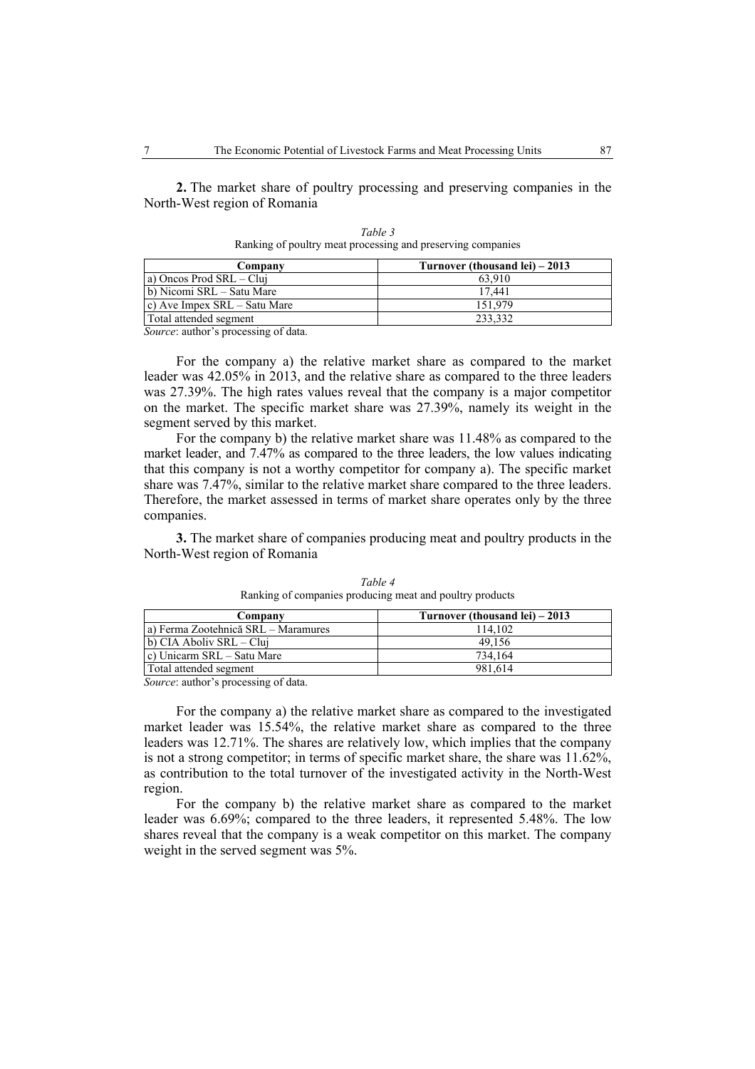**2.** The market share of poultry processing and preserving companies in the North-West region of Romania

*Table 3*
Ranking of poultry meat processing and preserving companies

| Company | Turnover (thousand lei) – 2013 |
|---|---|
| a) Oncos Prod SRL – Cluj | 63,910 |
| b) Nicomi SRL – Satu Mare | 17,441 |
| c) Ave Impex SRL – Satu Mare | 151,979 |
| Total attended segment | 233,332 |

*Source*: author's processing of data.

For the company a) the relative market share as compared to the market leader was 42.05% in 2013, and the relative share as compared to the three leaders was 27.39%. The high rates values reveal that the company is a major competitor on the market. The specific market share was 27.39%, namely its weight in the segment served by this market.

For the company b) the relative market share was 11.48% as compared to the market leader, and 7.47% as compared to the three leaders, the low values indicating that this company is not a worthy competitor for company a). The specific market share was 7.47%, similar to the relative market share compared to the three leaders. Therefore, the market assessed in terms of market share operates only by the three companies.

**3.** The market share of companies producing meat and poultry products in the North-West region of Romania

*Table 4*
Ranking of companies producing meat and poultry products

| Company | Turnover (thousand lei) – 2013 |
|---|---|
| a) Ferma Zootehnică SRL – Maramures | 114,102 |
| b) CIA Aboliv SRL – Cluj | 49,156 |
| c) Unicarm SRL – Satu Mare | 734,164 |
| Total attended segment | 981,614 |

*Source*: author's processing of data.

For the company a) the relative market share as compared to the investigated market leader was 15.54%, the relative market share as compared to the three leaders was 12.71%. The shares are relatively low, which implies that the company is not a strong competitor; in terms of specific market share, the share was 11.62%, as contribution to the total turnover of the investigated activity in the North-West region.

For the company b) the relative market share as compared to the market leader was 6.69%; compared to the three leaders, it represented 5.48%. The low shares reveal that the company is a weak competitor on this market. The company weight in the served segment was 5%.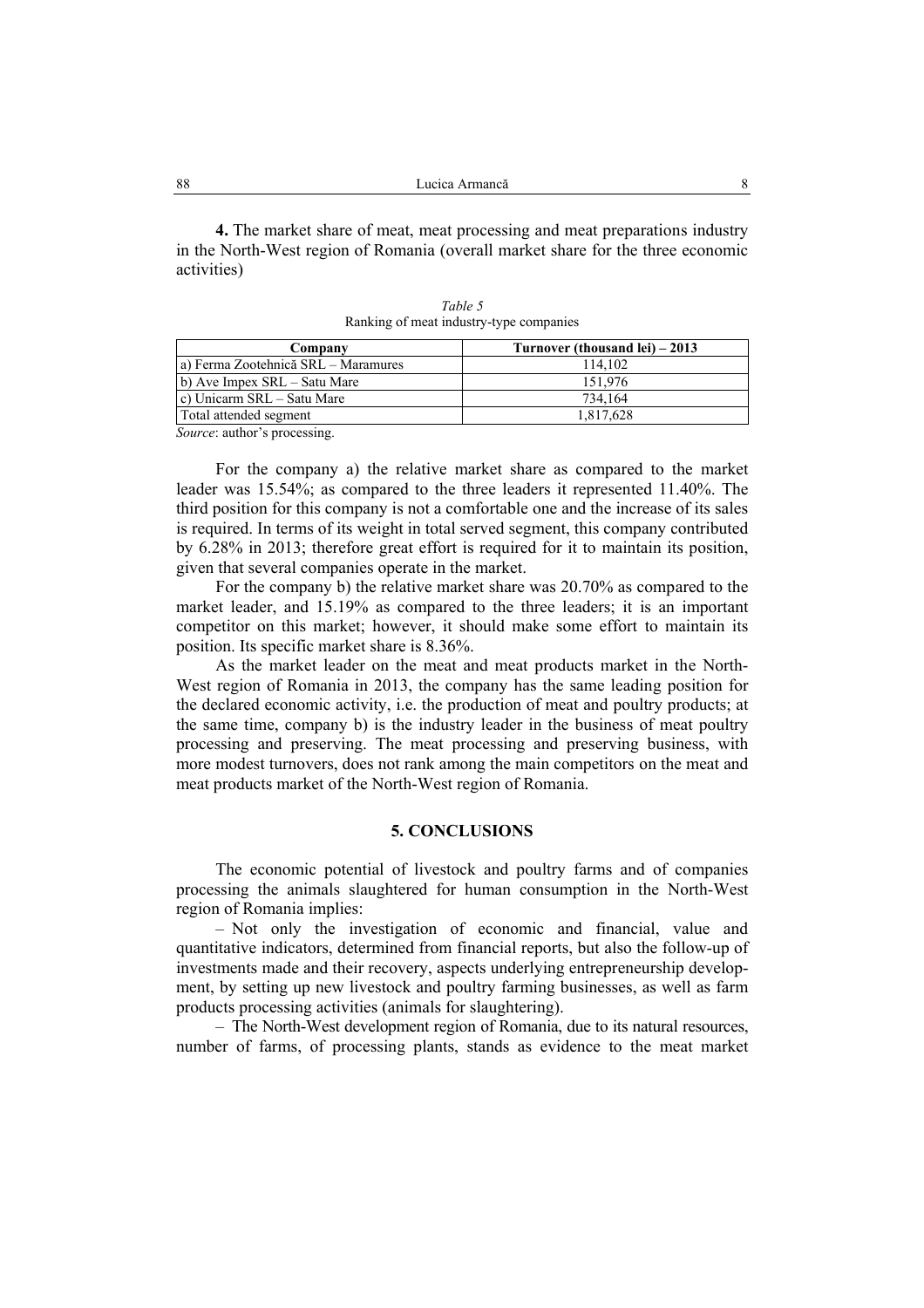**4.** The market share of meat, meat processing and meat preparations industry in the North-West region of Romania (overall market share for the three economic activities)

*Table 5*

Ranking of meat industry-type companies

| Company | Turnover (thousand lei) – 2013 |
|---|---|
| a) Ferma Zootehnică SRL – Maramures | 114,102 |
| b) Ave Impex SRL – Satu Mare | 151,976 |
| c) Unicarm SRL – Satu Mare | 734,164 |
| Total attended segment | 1,817,628 |

*Source*: author's processing.

For the company a) the relative market share as compared to the market leader was 15.54%; as compared to the three leaders it represented 11.40%. The third position for this company is not a comfortable one and the increase of its sales is required. In terms of its weight in total served segment, this company contributed by 6.28% in 2013; therefore great effort is required for it to maintain its position, given that several companies operate in the market.

For the company b) the relative market share was 20.70% as compared to the market leader, and 15.19% as compared to the three leaders; it is an important competitor on this market; however, it should make some effort to maintain its position. Its specific market share is 8.36%.

As the market leader on the meat and meat products market in the North-West region of Romania in 2013, the company has the same leading position for the declared economic activity, i.e. the production of meat and poultry products; at the same time, company b) is the industry leader in the business of meat poultry processing and preserving. The meat processing and preserving business, with more modest turnovers, does not rank among the main competitors on the meat and meat products market of the North-West region of Romania.

## 5. CONCLUSIONS

The economic potential of livestock and poultry farms and of companies processing the animals slaughtered for human consumption in the North-West region of Romania implies:

– Not only the investigation of economic and financial, value and quantitative indicators, determined from financial reports, but also the follow-up of investments made and their recovery, aspects underlying entrepreneurship development, by setting up new livestock and poultry farming businesses, as well as farm products processing activities (animals for slaughtering).

– The North-West development region of Romania, due to its natural resources, number of farms, of processing plants, stands as evidence to the meat market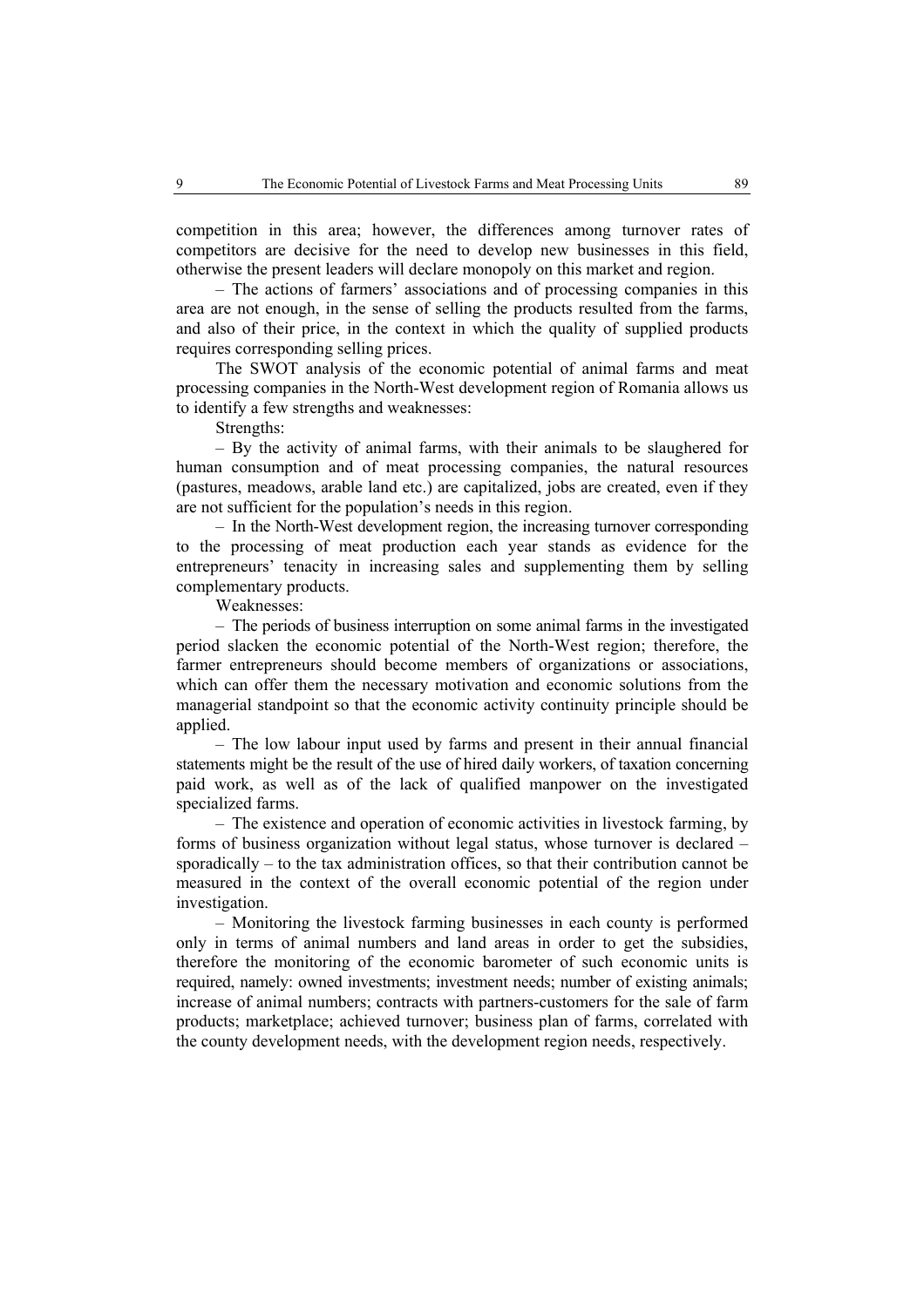competition in this area; however, the differences among turnover rates of competitors are decisive for the need to develop new businesses in this field, otherwise the present leaders will declare monopoly on this market and region.

– The actions of farmers' associations and of processing companies in this area are not enough, in the sense of selling the products resulted from the farms, and also of their price, in the context in which the quality of supplied products requires corresponding selling prices.

The SWOT analysis of the economic potential of animal farms and meat processing companies in the North-West development region of Romania allows us to identify a few strengths and weaknesses:

Strengths:

– By the activity of animal farms, with their animals to be slaughered for human consumption and of meat processing companies, the natural resources (pastures, meadows, arable land etc.) are capitalized, jobs are created, even if they are not sufficient for the population's needs in this region.

– In the North-West development region, the increasing turnover corresponding to the processing of meat production each year stands as evidence for the entrepreneurs' tenacity in increasing sales and supplementing them by selling complementary products.

Weaknesses:

– The periods of business interruption on some animal farms in the investigated period slacken the economic potential of the North-West region; therefore, the farmer entrepreneurs should become members of organizations or associations, which can offer them the necessary motivation and economic solutions from the managerial standpoint so that the economic activity continuity principle should be applied.

– The low labour input used by farms and present in their annual financial statements might be the result of the use of hired daily workers, of taxation concerning paid work, as well as of the lack of qualified manpower on the investigated specialized farms.

– The existence and operation of economic activities in livestock farming, by forms of business organization without legal status, whose turnover is declared – sporadically – to the tax administration offices, so that their contribution cannot be measured in the context of the overall economic potential of the region under investigation.

– Monitoring the livestock farming businesses in each county is performed only in terms of animal numbers and land areas in order to get the subsidies, therefore the monitoring of the economic barometer of such economic units is required, namely: owned investments; investment needs; number of existing animals; increase of animal numbers; contracts with partners-customers for the sale of farm products; marketplace; achieved turnover; business plan of farms, correlated with the county development needs, with the development region needs, respectively.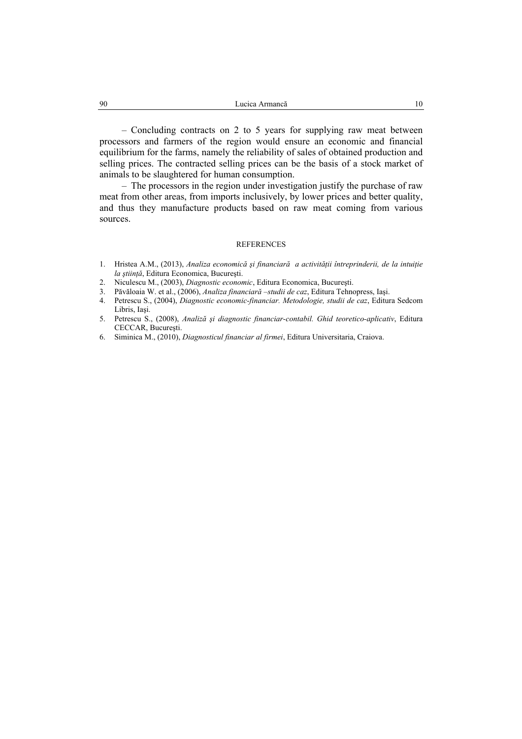– Concluding contracts on 2 to 5 years for supplying raw meat between processors and farmers of the region would ensure an economic and financial equilibrium for the farms, namely the reliability of sales of obtained production and selling prices. The contracted selling prices can be the basis of a stock market of animals to be slaughtered for human consumption.

– The processors in the region under investigation justify the purchase of raw meat from other areas, from imports inclusively, by lower prices and better quality, and thus they manufacture products based on raw meat coming from various sources.

## REFERENCES

1. Hristea A.M., (2013), *Analiza economică şi financiară a activităţii întreprinderii, de la intuiţie la ştiinţă*, Editura Economica, Bucureşti.
2. Niculescu M., (2003), *Diagnostic economic*, Editura Economica, Bucureşti.
3. Păvăloaia W. et al., (2006), *Analiza financiară –studii de caz*, Editura Tehnopress, Iaşi.
4. Petrescu S., (2004), *Diagnostic economic-financiar. Metodologie, studii de caz*, Editura Sedcom Libris, Iaşi.
5. Petrescu S., (2008), *Analiză şi diagnostic financiar-contabil. Ghid teoretico-aplicativ*, Editura CECCAR, Bucureşti.
6. Siminica M., (2010), *Diagnosticul financiar al firmei*, Editura Universitaria, Craiova.